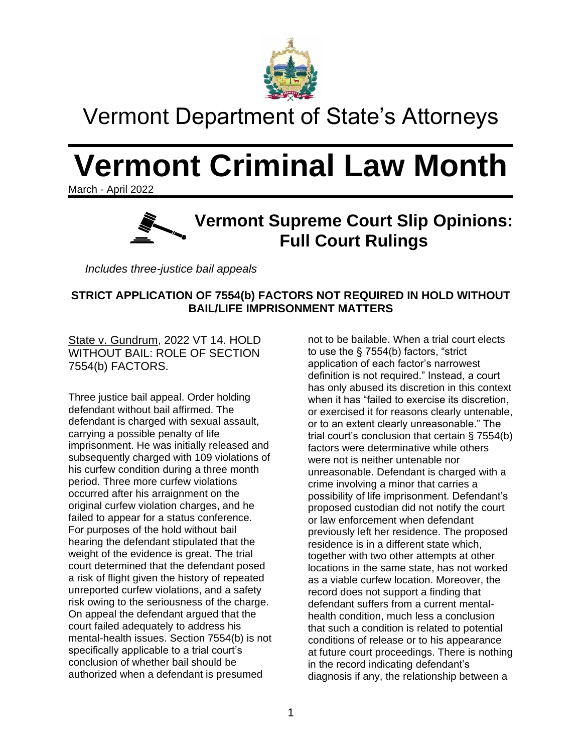# Vermont Department of State's Attorneys

# Vermont Criminal Law Month

March - April 2022

## Vermont Supreme Court Slip Opinions: Full Court Rulings

*Includes three-justice bail appeals*

### STRICT APPLICATION OF 7554(b) FACTORS NOT REQUIRED IN HOLD WITHOUT BAIL/LIFE IMPRISONMENT MATTERS

State v. Gundrum, 2022 VT 14. HOLD WITHOUT BAIL: ROLE OF SECTION 7554(b) FACTORS.

Three justice bail appeal. Order holding defendant without bail affirmed. The defendant is charged with sexual assault, carrying a possible penalty of life imprisonment. He was initially released and subsequently charged with 109 violations of his curfew condition during a three month period. Three more curfew violations occurred after his arraignment on the original curfew violation charges, and he failed to appear for a status conference. For purposes of the hold without bail hearing the defendant stipulated that the weight of the evidence is great. The trial court determined that the defendant posed a risk of flight given the history of repeated unreported curfew violations, and a safety risk owing to the seriousness of the charge. On appeal the defendant argued that the court failed adequately to address his mental-health issues. Section 7554(b) is not specifically applicable to a trial court's conclusion of whether bail should be authorized when a defendant is presumed not to be bailable. When a trial court elects to use the § 7554(b) factors, "strict application of each factor's narrowest definition is not required." Instead, a court has only abused its discretion in this context when it has "failed to exercise its discretion, or exercised it for reasons clearly untenable, or to an extent clearly unreasonable." The trial court's conclusion that certain § 7554(b) factors were determinative while others were not is neither untenable nor unreasonable. Defendant is charged with a crime involving a minor that carries a possibility of life imprisonment. Defendant's proposed custodian did not notify the court or law enforcement when defendant previously left her residence. The proposed residence is in a different state which, together with two other attempts at other locations in the same state, has not worked as a viable curfew location. Moreover, the record does not support a finding that defendant suffers from a current mental-health condition, much less a conclusion that such a condition is related to potential conditions of release or to his appearance at future court proceedings. There is nothing in the record indicating defendant's diagnosis if any, the relationship between a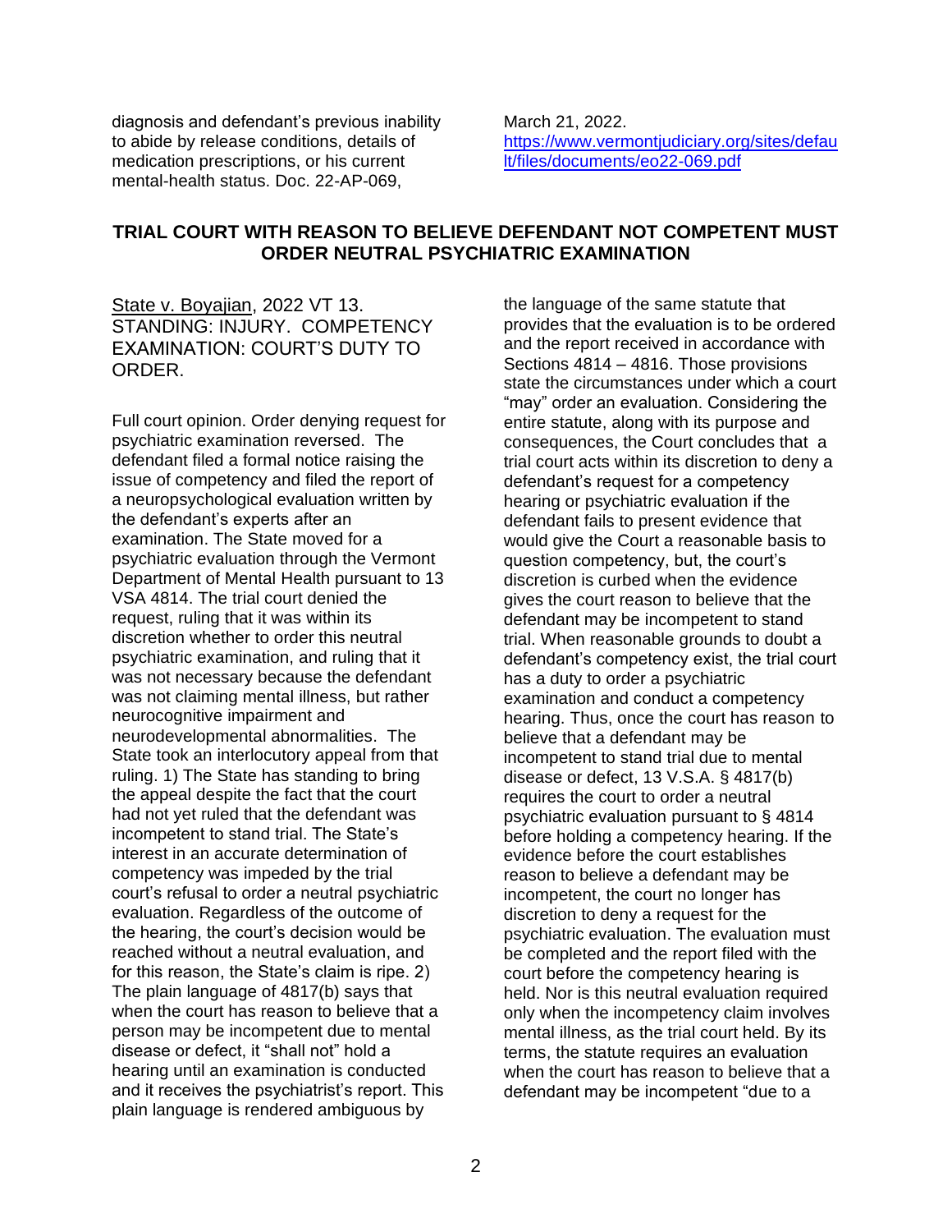diagnosis and defendant's previous inability to abide by release conditions, details of medication prescriptions, or his current mental-health status. Doc. 22-AP-069, March 21, 2022. https://www.vermontjudiciary.org/sites/default/files/documents/eo22-069.pdf

## TRIAL COURT WITH REASON TO BELIEVE DEFENDANT NOT COMPETENT MUST ORDER NEUTRAL PSYCHIATRIC EXAMINATION

State v. Boyajian, 2022 VT 13. STANDING: INJURY. COMPETENCY EXAMINATION: COURT'S DUTY TO ORDER.

Full court opinion. Order denying request for psychiatric examination reversed. The defendant filed a formal notice raising the issue of competency and filed the report of a neuropsychological evaluation written by the defendant's experts after an examination. The State moved for a psychiatric evaluation through the Vermont Department of Mental Health pursuant to 13 VSA 4814. The trial court denied the request, ruling that it was within its discretion whether to order this neutral psychiatric examination, and ruling that it was not necessary because the defendant was not claiming mental illness, but rather neurocognitive impairment and neurodevelopmental abnormalities. The State took an interlocutory appeal from that ruling. 1) The State has standing to bring the appeal despite the fact that the court had not yet ruled that the defendant was incompetent to stand trial. The State's interest in an accurate determination of competency was impeded by the trial court's refusal to order a neutral psychiatric evaluation. Regardless of the outcome of the hearing, the court's decision would be reached without a neutral evaluation, and for this reason, the State's claim is ripe. 2) The plain language of 4817(b) says that when the court has reason to believe that a person may be incompetent due to mental disease or defect, it "shall not" hold a hearing until an examination is conducted and it receives the psychiatrist's report. This plain language is rendered ambiguous by the language of the same statute that provides that the evaluation is to be ordered and the report received in accordance with Sections 4814 – 4816. Those provisions state the circumstances under which a court "may" order an evaluation. Considering the entire statute, along with its purpose and consequences, the Court concludes that a trial court acts within its discretion to deny a defendant's request for a competency hearing or psychiatric evaluation if the defendant fails to present evidence that would give the Court a reasonable basis to question competency, but, the court's discretion is curbed when the evidence gives the court reason to believe that the defendant may be incompetent to stand trial. When reasonable grounds to doubt a defendant's competency exist, the trial court has a duty to order a psychiatric examination and conduct a competency hearing. Thus, once the court has reason to believe that a defendant may be incompetent to stand trial due to mental disease or defect, 13 V.S.A. § 4817(b) requires the court to order a neutral psychiatric evaluation pursuant to § 4814 before holding a competency hearing. If the evidence before the court establishes reason to believe a defendant may be incompetent, the court no longer has discretion to deny a request for the psychiatric evaluation. The evaluation must be completed and the report filed with the court before the competency hearing is held. Nor is this neutral evaluation required only when the incompetency claim involves mental illness, as the trial court held. By its terms, the statute requires an evaluation when the court has reason to believe that a defendant may be incompetent "due to a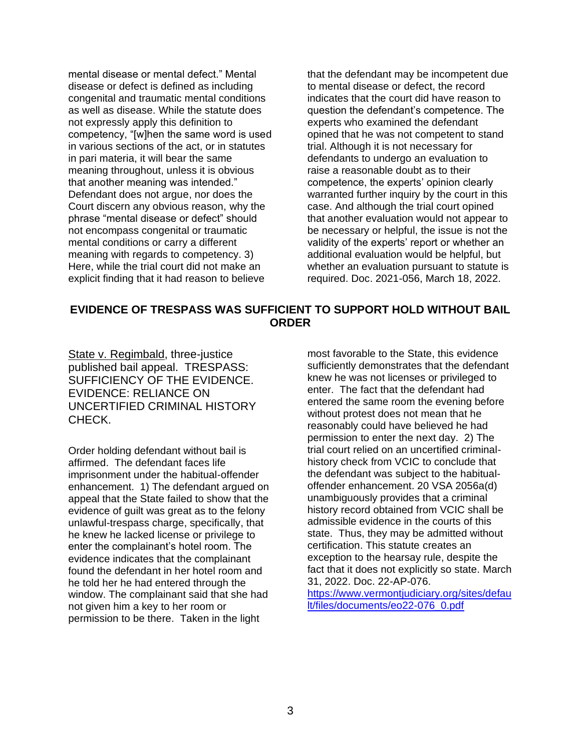mental disease or mental defect." Mental disease or defect is defined as including congenital and traumatic mental conditions as well as disease. While the statute does not expressly apply this definition to competency, "[w]hen the same word is used in various sections of the act, or in statutes in pari materia, it will bear the same meaning throughout, unless it is obvious that another meaning was intended." Defendant does not argue, nor does the Court discern any obvious reason, why the phrase "mental disease or defect" should not encompass congenital or traumatic mental conditions or carry a different meaning with regards to competency. 3) Here, while the trial court did not make an explicit finding that it had reason to believe that the defendant may be incompetent due to mental disease or defect, the record indicates that the court did have reason to question the defendant's competence. The experts who examined the defendant opined that he was not competent to stand trial. Although it is not necessary for defendants to undergo an evaluation to raise a reasonable doubt as to their competence, the experts' opinion clearly warranted further inquiry by the court in this case. And although the trial court opined that another evaluation would not appear to be necessary or helpful, the issue is not the validity of the experts' report or whether an additional evaluation would be helpful, but whether an evaluation pursuant to statute is required. Doc. 2021-056, March 18, 2022.

## EVIDENCE OF TRESPASS WAS SUFFICIENT TO SUPPORT HOLD WITHOUT BAIL ORDER

State v. Regimbald, three-justice published bail appeal. TRESPASS: SUFFICIENCY OF THE EVIDENCE. EVIDENCE: RELIANCE ON UNCERTIFIED CRIMINAL HISTORY CHECK.

Order holding defendant without bail is affirmed. The defendant faces life imprisonment under the habitual-offender enhancement. 1) The defendant argued on appeal that the State failed to show that the evidence of guilt was great as to the felony unlawful-trespass charge, specifically, that he knew he lacked license or privilege to enter the complainant's hotel room. The evidence indicates that the complainant found the defendant in her hotel room and he told her he had entered through the window. The complainant said that she had not given him a key to her room or permission to be there. Taken in the light most favorable to the State, this evidence sufficiently demonstrates that the defendant knew he was not licenses or privileged to enter. The fact that the defendant had entered the same room the evening before without protest does not mean that he reasonably could have believed he had permission to enter the next day. 2) The trial court relied on an uncertified criminal-history check from VCIC to conclude that the defendant was subject to the habitual-offender enhancement. 20 VSA 2056a(d) unambiguously provides that a criminal history record obtained from VCIC shall be admissible evidence in the courts of this state. Thus, they may be admitted without certification. This statute creates an exception to the hearsay rule, despite the fact that it does not explicitly so state. March 31, 2022. Doc. 22-AP-076.
https://www.vermontjudiciary.org/sites/default/files/documents/eo22-076_0.pdf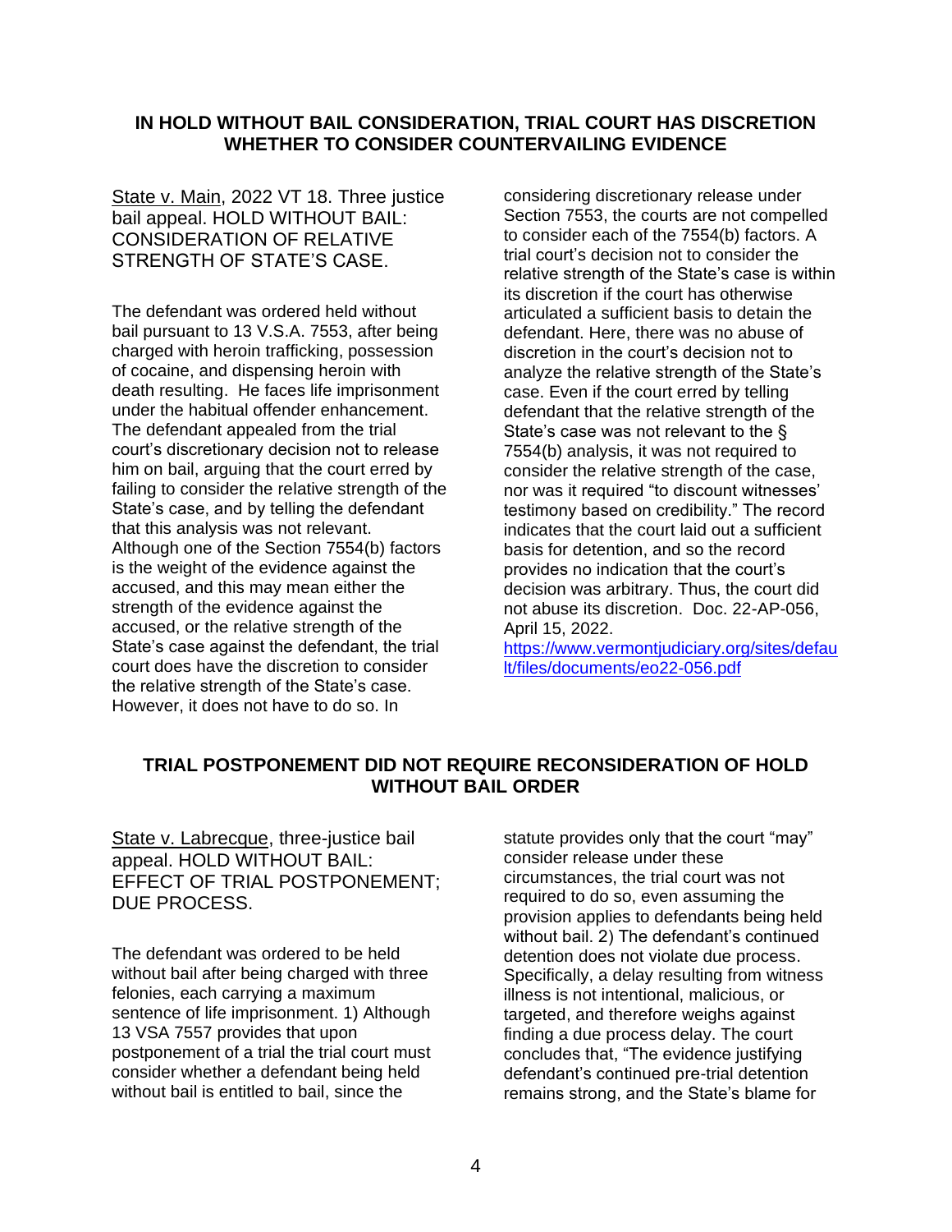## IN HOLD WITHOUT BAIL CONSIDERATION, TRIAL COURT HAS DISCRETION WHETHER TO CONSIDER COUNTERVAILING EVIDENCE

State v. Main, 2022 VT 18. Three justice bail appeal. HOLD WITHOUT BAIL: CONSIDERATION OF RELATIVE STRENGTH OF STATE'S CASE.

The defendant was ordered held without bail pursuant to 13 V.S.A. 7553, after being charged with heroin trafficking, possession of cocaine, and dispensing heroin with death resulting. He faces life imprisonment under the habitual offender enhancement. The defendant appealed from the trial court's discretionary decision not to release him on bail, arguing that the court erred by failing to consider the relative strength of the State's case, and by telling the defendant that this analysis was not relevant. Although one of the Section 7554(b) factors is the weight of the evidence against the accused, and this may mean either the strength of the evidence against the accused, or the relative strength of the State's case against the defendant, the trial court does have the discretion to consider the relative strength of the State's case. However, it does not have to do so. In considering discretionary release under Section 7553, the courts are not compelled to consider each of the 7554(b) factors. A trial court's decision not to consider the relative strength of the State's case is within its discretion if the court has otherwise articulated a sufficient basis to detain the defendant. Here, there was no abuse of discretion in the court's decision not to analyze the relative strength of the State's case. Even if the court erred by telling defendant that the relative strength of the State's case was not relevant to the § 7554(b) analysis, it was not required to consider the relative strength of the case, nor was it required "to discount witnesses' testimony based on credibility." The record indicates that the court laid out a sufficient basis for detention, and so the record provides no indication that the court's decision was arbitrary. Thus, the court did not abuse its discretion. Doc. 22-AP-056, April 15, 2022. https://www.vermontjudiciary.org/sites/default/files/documents/eo22-056.pdf

## TRIAL POSTPONEMENT DID NOT REQUIRE RECONSIDERATION OF HOLD WITHOUT BAIL ORDER

State v. Labrecque, three-justice bail appeal. HOLD WITHOUT BAIL: EFFECT OF TRIAL POSTPONEMENT; DUE PROCESS.

The defendant was ordered to be held without bail after being charged with three felonies, each carrying a maximum sentence of life imprisonment. 1) Although 13 VSA 7557 provides that upon postponement of a trial the trial court must consider whether a defendant being held without bail is entitled to bail, since the statute provides only that the court "may" consider release under these circumstances, the trial court was not required to do so, even assuming the provision applies to defendants being held without bail. 2) The defendant's continued detention does not violate due process. Specifically, a delay resulting from witness illness is not intentional, malicious, or targeted, and therefore weighs against finding a due process delay. The court concludes that, "The evidence justifying defendant's continued pre-trial detention remains strong, and the State's blame for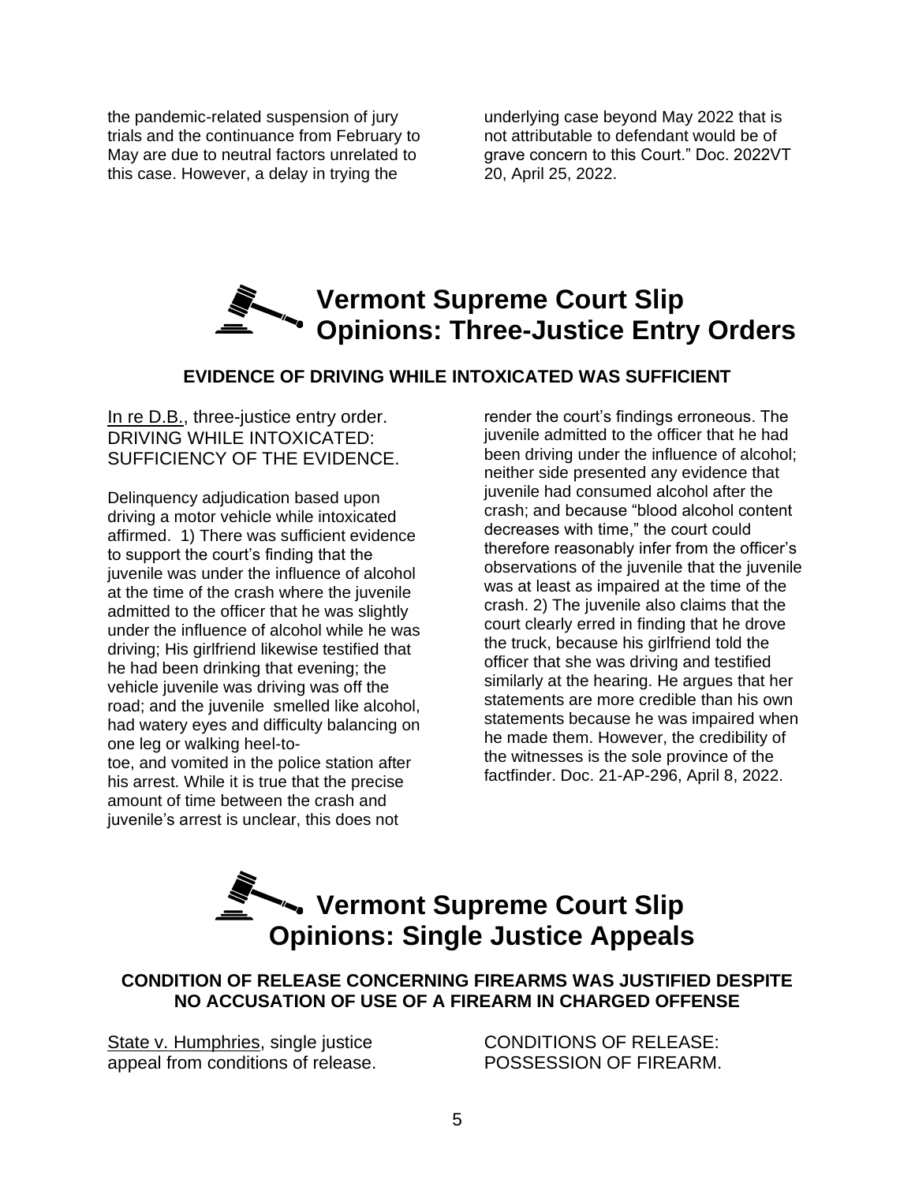the pandemic-related suspension of jury trials and the continuance from February to May are due to neutral factors unrelated to this case. However, a delay in trying the underlying case beyond May 2022 that is not attributable to defendant would be of grave concern to this Court." Doc. 2022VT 20, April 25, 2022.

## Vermont Supreme Court Slip Opinions: Three-Justice Entry Orders

### EVIDENCE OF DRIVING WHILE INTOXICATED WAS SUFFICIENT

In re D.B., three-justice entry order. DRIVING WHILE INTOXICATED: SUFFICIENCY OF THE EVIDENCE.

Delinquency adjudication based upon driving a motor vehicle while intoxicated affirmed. 1) There was sufficient evidence to support the court's finding that the juvenile was under the influence of alcohol at the time of the crash where the juvenile admitted to the officer that he was slightly under the influence of alcohol while he was driving; His girlfriend likewise testified that he had been drinking that evening; the vehicle juvenile was driving was off the road; and the juvenile smelled like alcohol, had watery eyes and difficulty balancing on one leg or walking heel-to-toe, and vomited in the police station after his arrest. While it is true that the precise amount of time between the crash and juvenile's arrest is unclear, this does not render the court's findings erroneous. The juvenile admitted to the officer that he had been driving under the influence of alcohol; neither side presented any evidence that juvenile had consumed alcohol after the crash; and because "blood alcohol content decreases with time," the court could therefore reasonably infer from the officer's observations of the juvenile that the juvenile was at least as impaired at the time of the crash. 2) The juvenile also claims that the court clearly erred in finding that he drove the truck, because his girlfriend told the officer that she was driving and testified similarly at the hearing. He argues that her statements are more credible than his own statements because he was impaired when he made them. However, the credibility of the witnesses is the sole province of the factfinder. Doc. 21-AP-296, April 8, 2022.

## Vermont Supreme Court Slip Opinions: Single Justice Appeals

### CONDITION OF RELEASE CONCERNING FIREARMS WAS JUSTIFIED DESPITE NO ACCUSATION OF USE OF A FIREARM IN CHARGED OFFENSE

State v. Humphries, single justice appeal from conditions of release. CONDITIONS OF RELEASE: POSSESSION OF FIREARM.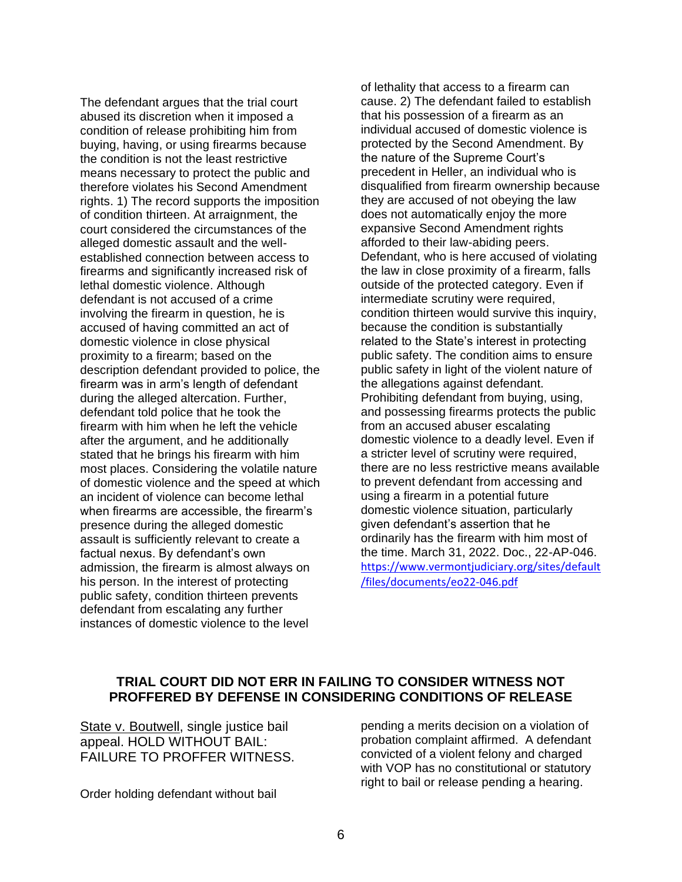The defendant argues that the trial court abused its discretion when it imposed a condition of release prohibiting him from buying, having, or using firearms because the condition is not the least restrictive means necessary to protect the public and therefore violates his Second Amendment rights. 1) The record supports the imposition of condition thirteen. At arraignment, the court considered the circumstances of the alleged domestic assault and the well-established connection between access to firearms and significantly increased risk of lethal domestic violence. Although defendant is not accused of a crime involving the firearm in question, he is accused of having committed an act of domestic violence in close physical proximity to a firearm; based on the description defendant provided to police, the firearm was in arm's length of defendant during the alleged altercation. Further, defendant told police that he took the firearm with him when he left the vehicle after the argument, and he additionally stated that he brings his firearm with him most places. Considering the volatile nature of domestic violence and the speed at which an incident of violence can become lethal when firearms are accessible, the firearm's presence during the alleged domestic assault is sufficiently relevant to create a factual nexus. By defendant's own admission, the firearm is almost always on his person. In the interest of protecting public safety, condition thirteen prevents defendant from escalating any further instances of domestic violence to the level of lethality that access to a firearm can cause. 2) The defendant failed to establish that his possession of a firearm as an individual accused of domestic violence is protected by the Second Amendment. By the nature of the Supreme Court's precedent in Heller, an individual who is disqualified from firearm ownership because they are accused of not obeying the law does not automatically enjoy the more expansive Second Amendment rights afforded to their law-abiding peers. Defendant, who is here accused of violating the law in close proximity of a firearm, falls outside of the protected category. Even if intermediate scrutiny were required, condition thirteen would survive this inquiry, because the condition is substantially related to the State's interest in protecting public safety. The condition aims to ensure public safety in light of the violent nature of the allegations against defendant. Prohibiting defendant from buying, using, and possessing firearms protects the public from an accused abuser escalating domestic violence to a deadly level. Even if a stricter level of scrutiny were required, there are no less restrictive means available to prevent defendant from accessing and using a firearm in a potential future domestic violence situation, particularly given defendant's assertion that he ordinarily has the firearm with him most of the time. March 31, 2022. Doc., 22-AP-046. https://www.vermontjudiciary.org/sites/default/files/documents/eo22-046.pdf

## TRIAL COURT DID NOT ERR IN FAILING TO CONSIDER WITNESS NOT PROFFERED BY DEFENSE IN CONSIDERING CONDITIONS OF RELEASE

<u>State v. Boutwell</u>, single justice bail appeal. HOLD WITHOUT BAIL: FAILURE TO PROFFER WITNESS.

Order holding defendant without bail pending a merits decision on a violation of probation complaint affirmed. A defendant convicted of a violent felony and charged with VOP has no constitutional or statutory right to bail or release pending a hearing.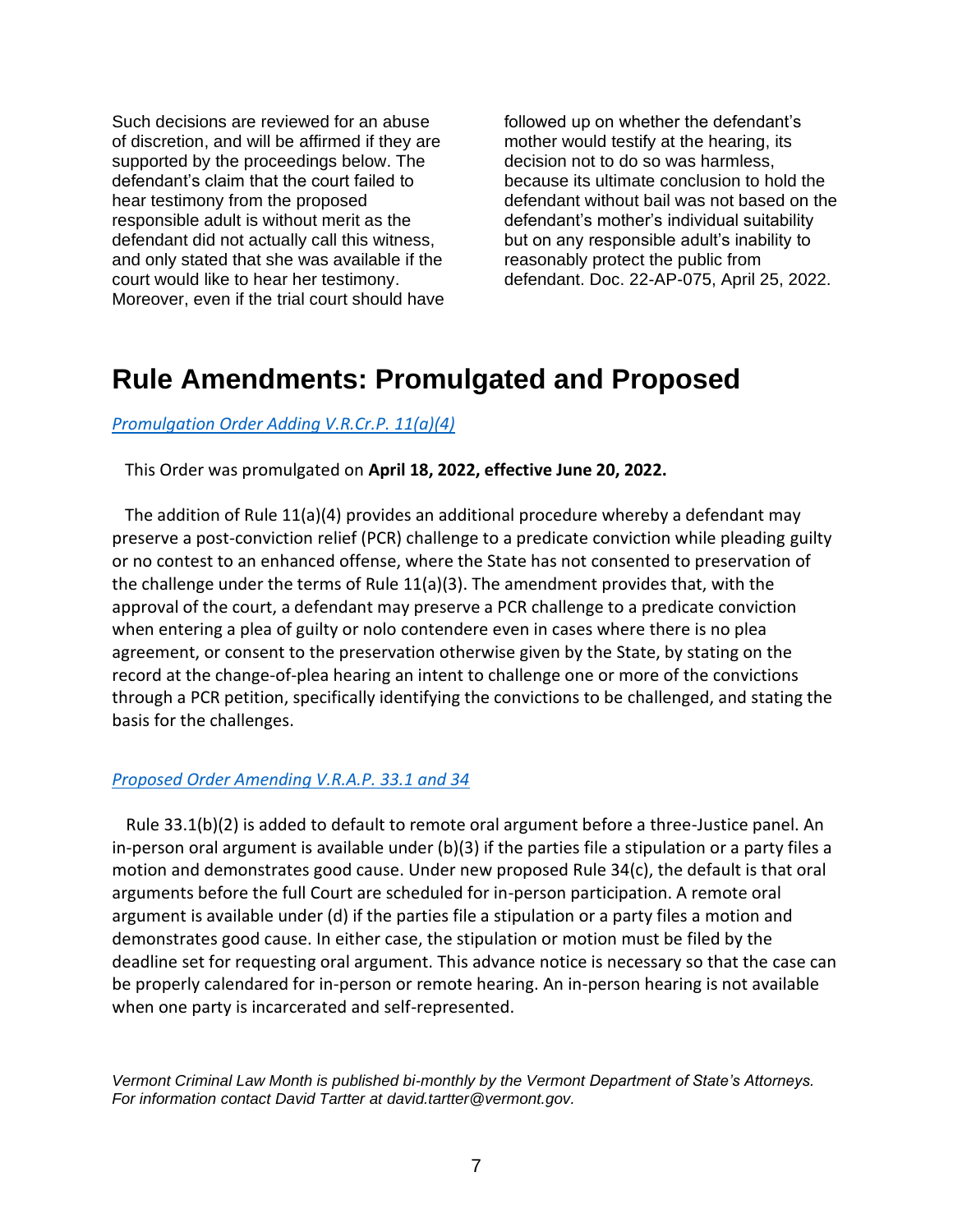Such decisions are reviewed for an abuse of discretion, and will be affirmed if they are supported by the proceedings below. The defendant's claim that the court failed to hear testimony from the proposed responsible adult is without merit as the defendant did not actually call this witness, and only stated that she was available if the court would like to hear her testimony. Moreover, even if the trial court should have followed up on whether the defendant's mother would testify at the hearing, its decision not to do so was harmless, because its ultimate conclusion to hold the defendant without bail was not based on the defendant's mother's individual suitability but on any responsible adult's inability to reasonably protect the public from defendant. Doc. 22-AP-075, April 25, 2022.

# Rule Amendments: Promulgated and Proposed

*Promulgation Order Adding V.R.Cr.P. 11(a)(4)*

This Order was promulgated on **April 18, 2022, effective June 20, 2022.**

The addition of Rule 11(a)(4) provides an additional procedure whereby a defendant may preserve a post-conviction relief (PCR) challenge to a predicate conviction while pleading guilty or no contest to an enhanced offense, where the State has not consented to preservation of the challenge under the terms of Rule 11(a)(3). The amendment provides that, with the approval of the court, a defendant may preserve a PCR challenge to a predicate conviction when entering a plea of guilty or nolo contendere even in cases where there is no plea agreement, or consent to the preservation otherwise given by the State, by stating on the record at the change-of-plea hearing an intent to challenge one or more of the convictions through a PCR petition, specifically identifying the convictions to be challenged, and stating the basis for the challenges.

*Proposed Order Amending V.R.A.P. 33.1 and 34*

Rule 33.1(b)(2) is added to default to remote oral argument before a three-Justice panel. An in-person oral argument is available under (b)(3) if the parties file a stipulation or a party files a motion and demonstrates good cause. Under new proposed Rule 34(c), the default is that oral arguments before the full Court are scheduled for in-person participation. A remote oral argument is available under (d) if the parties file a stipulation or a party files a motion and demonstrates good cause. In either case, the stipulation or motion must be filed by the deadline set for requesting oral argument. This advance notice is necessary so that the case can be properly calendared for in-person or remote hearing. An in-person hearing is not available when one party is incarcerated and self-represented.

*Vermont Criminal Law Month is published bi-monthly by the Vermont Department of State's Attorneys. For information contact David Tartter at david.tartter@vermont.gov.*